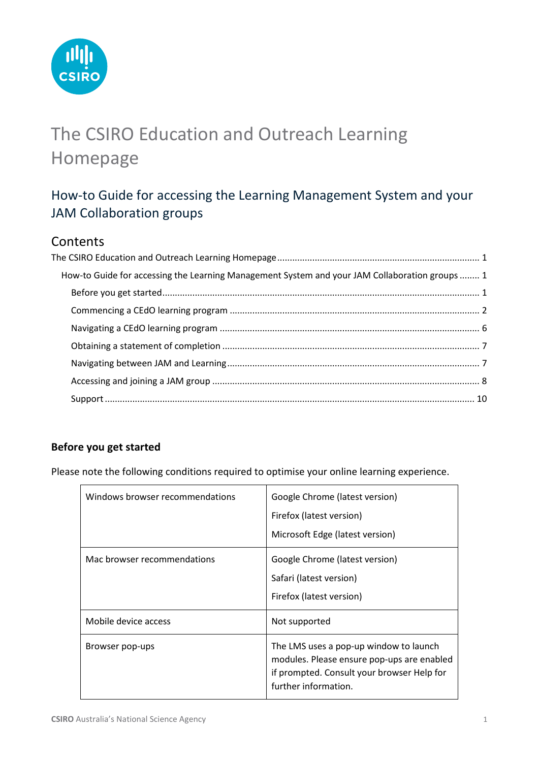# The CSIRO Education and Outreach Learning Homepage

## How-to Guide for accessing the Learning Management System and your JAM Collaboration groups

## Contents

The CSIRO Education and Outreach Learning Homepage ........ 1

How-to Guide for accessing the Learning Management System and your JAM Collaboration groups ........ 1

Before you get started ........ 1

Commencing a CEdO learning program ........ 2

Navigating a CEdO learning program ........ 6

Obtaining a statement of completion ........ 7

Navigating between JAM and Learning ........ 7

Accessing and joining a JAM group ........ 8

Support ........ 10

### Before you get started

Please note the following conditions required to optimise your online learning experience.

| | |
|---|---|
| Windows browser recommendations | Google Chrome (latest version)<br>Firefox (latest version)<br>Microsoft Edge (latest version) |
| Mac browser recommendations | Google Chrome (latest version)<br>Safari (latest version)<br>Firefox (latest version) |
| Mobile device access | Not supported |
| Browser pop-ups | The LMS uses a pop-up window to launch modules. Please ensure pop-ups are enabled if prompted. Consult your browser Help for further information. |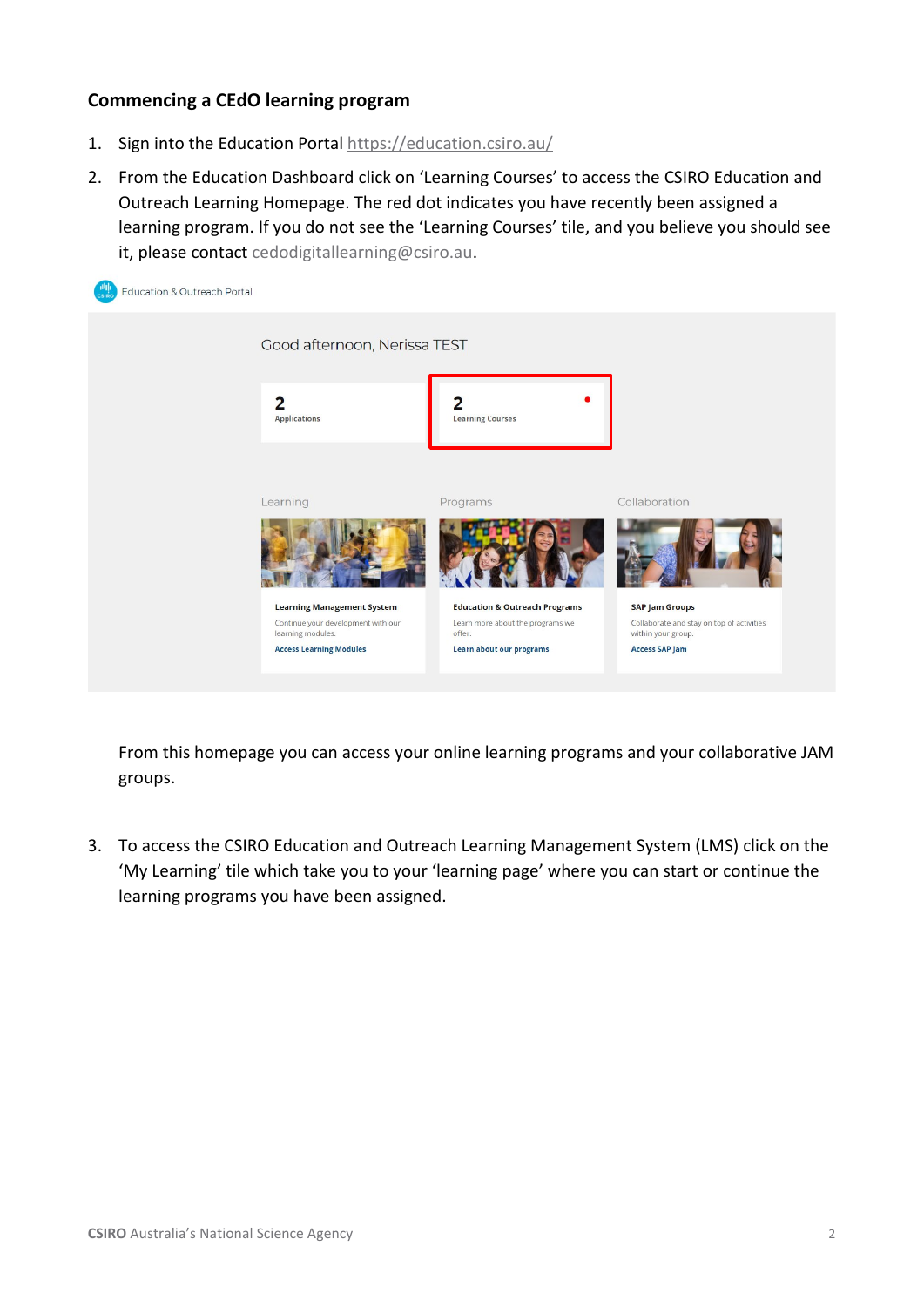## Commencing a CEdO learning program

1. Sign into the Education Portal https://education.csiro.au/
2. From the Education Dashboard click on 'Learning Courses' to access the CSIRO Education and Outreach Learning Homepage. The red dot indicates you have recently been assigned a learning program. If you do not see the 'Learning Courses' tile, and you believe you should see it, please contact cedodigitallearning@csiro.au.

   From this homepage you can access your online learning programs and your collaborative JAM groups.

3. To access the CSIRO Education and Outreach Learning Management System (LMS) click on the 'My Learning' tile which take you to your 'learning page' where you can start or continue the learning programs you have been assigned.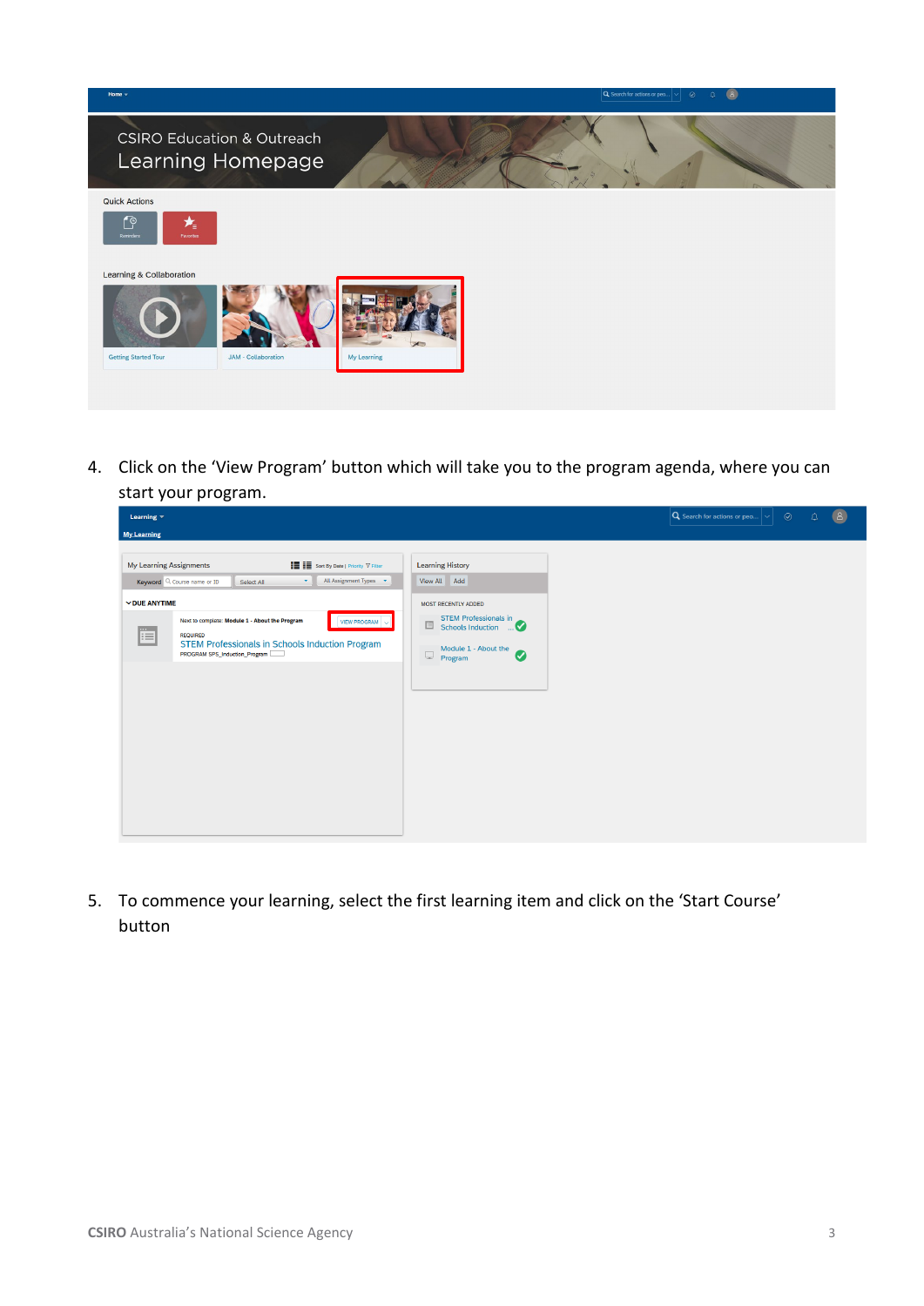4. Click on the 'View Program' button which will take you to the program agenda, where you can start your program.

5. To commence your learning, select the first learning item and click on the 'Start Course' button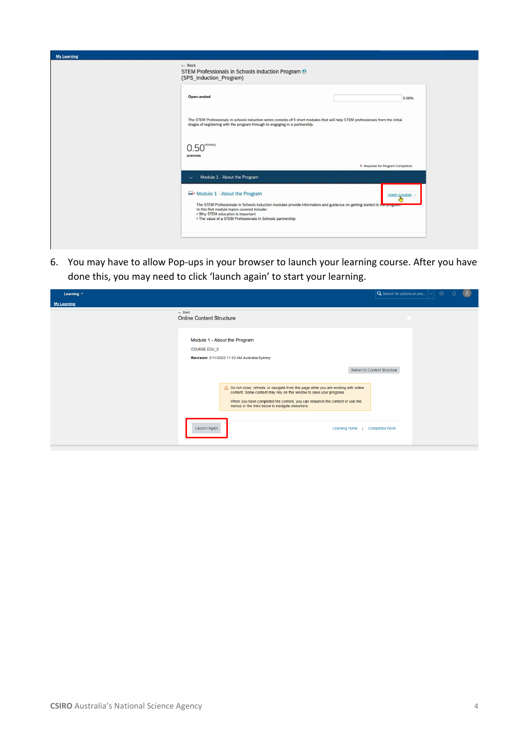6. You may have to allow Pop-ups in your browser to launch your learning course. After you have done this, you may need to click 'launch again' to start your learning.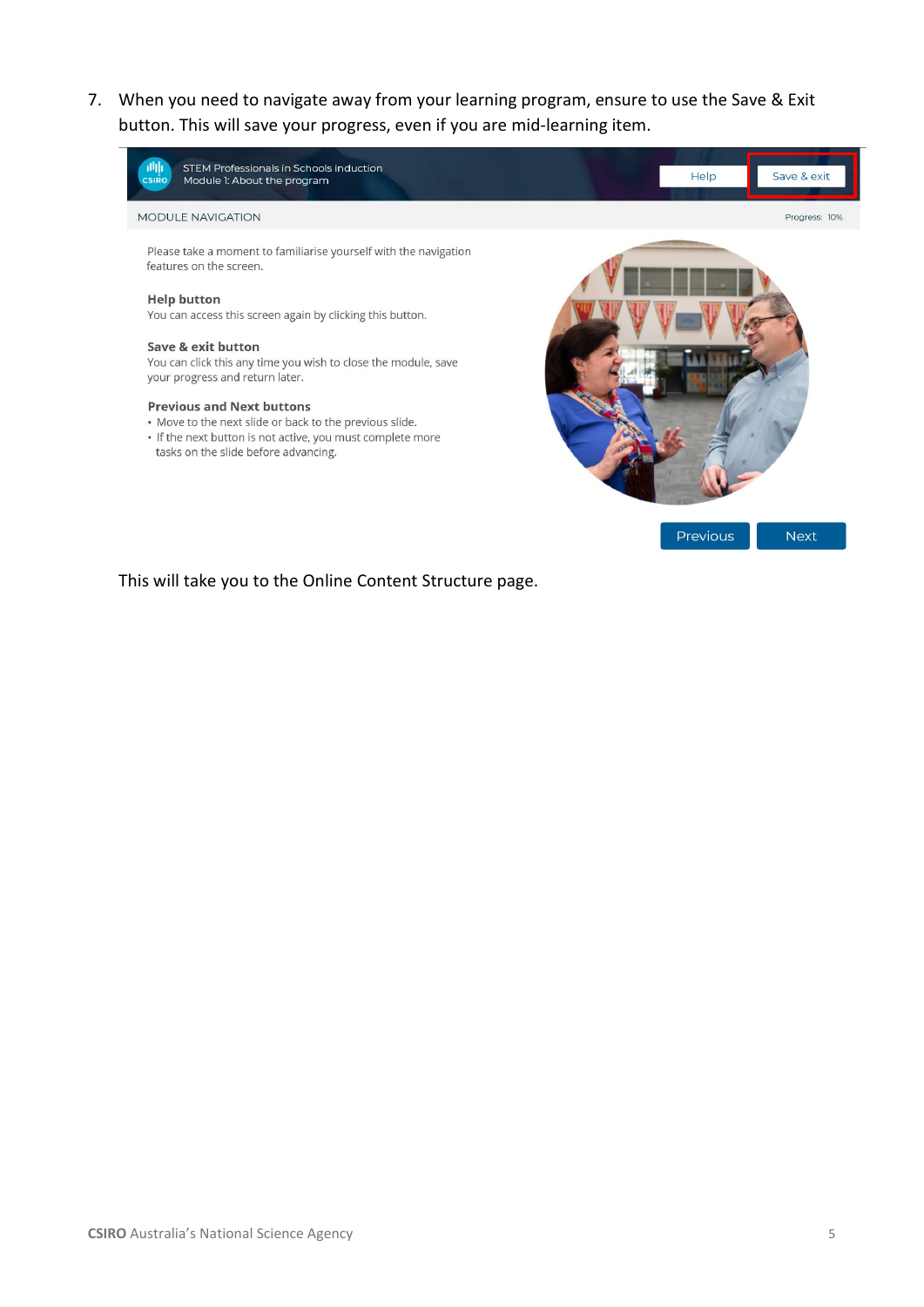7. When you need to navigate away from your learning program, ensure to use the Save & Exit button. This will save your progress, even if you are mid-learning item.

This will take you to the Online Content Structure page.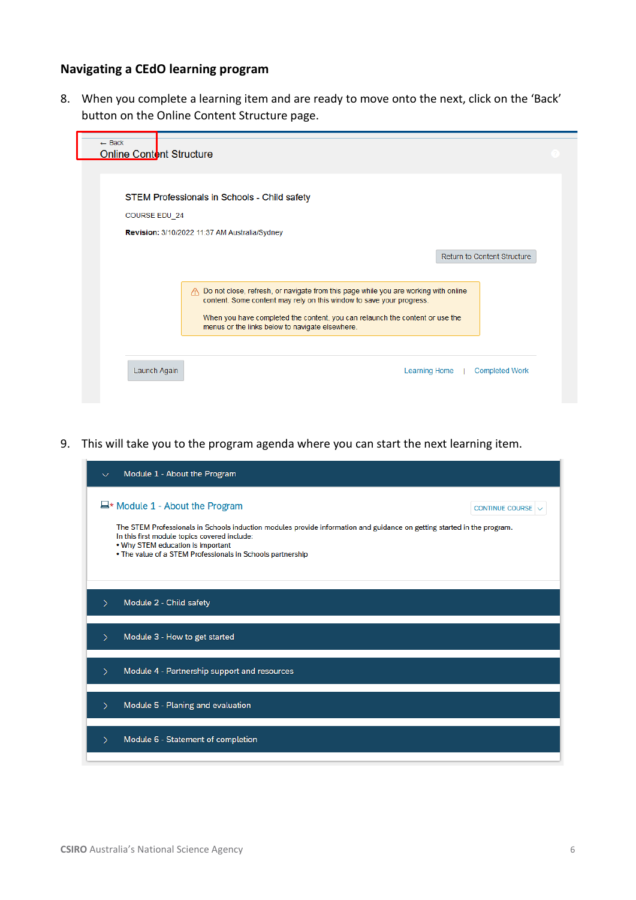## Navigating a CEdO learning program

8. When you complete a learning item and are ready to move onto the next, click on the 'Back' button on the Online Content Structure page.

← Back

Online Content Structure

STEM Professionals in Schools - Child safety

COURSE EDU_24

**Revision:** 3/10/2022 11:37 AM Australia/Sydney

Return to Content Structure

Do not close, refresh, or navigate from this page while you are working with online content. Some content may rely on this window to save your progress.

When you have completed the content, you can relaunch the content or use the menus or the links below to navigate elsewhere.

Launch Again

Learning Home | Completed Work

9. This will take you to the program agenda where you can start the next learning item.

Module 1 - About the Program

Module 1 - About the Program

CONTINUE COURSE

The STEM Professionals in Schools induction modules provide information and guidance on getting started in the program.
In this first module topics covered include:
• Why STEM education is important
• The value of a STEM Professionals in Schools partnership

Module 2 - Child safety

Module 3 - How to get started

Module 4 - Partnership support and resources

Module 5 - Planing and evaluation

Module 6 - Statement of completion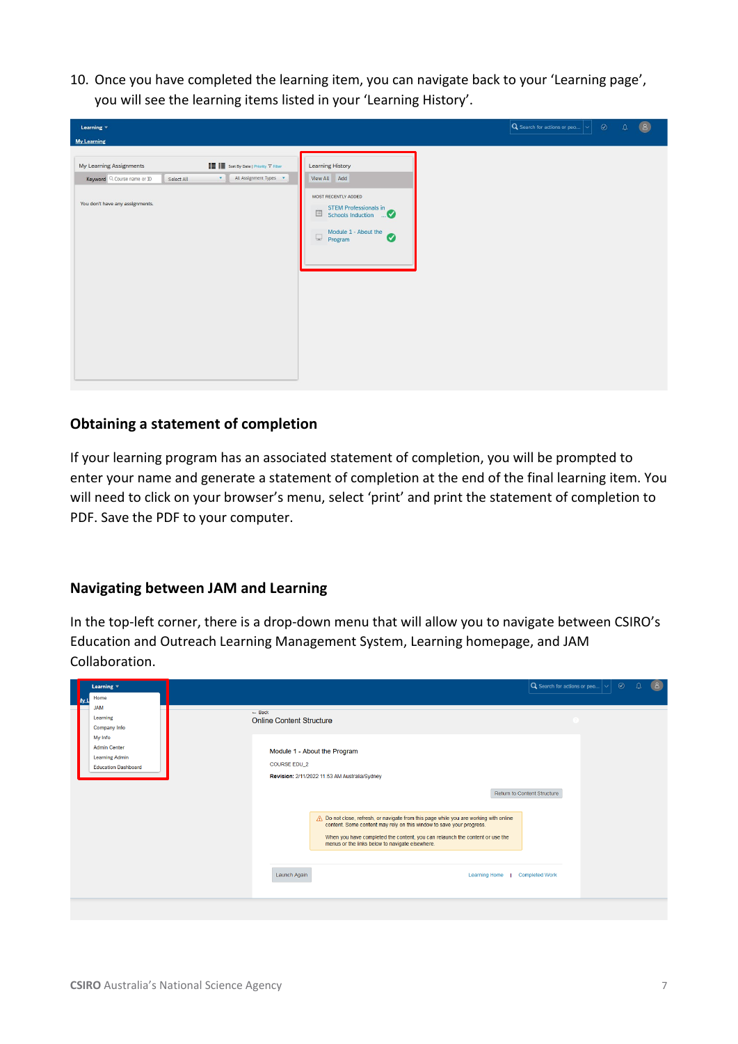10. Once you have completed the learning item, you can navigate back to your 'Learning page', you will see the learning items listed in your 'Learning History'.

## Obtaining a statement of completion

If your learning program has an associated statement of completion, you will be prompted to enter your name and generate a statement of completion at the end of the final learning item. You will need to click on your browser's menu, select 'print' and print the statement of completion to PDF. Save the PDF to your computer.

## Navigating between JAM and Learning

In the top-left corner, there is a drop-down menu that will allow you to navigate between CSIRO's Education and Outreach Learning Management System, Learning homepage, and JAM Collaboration.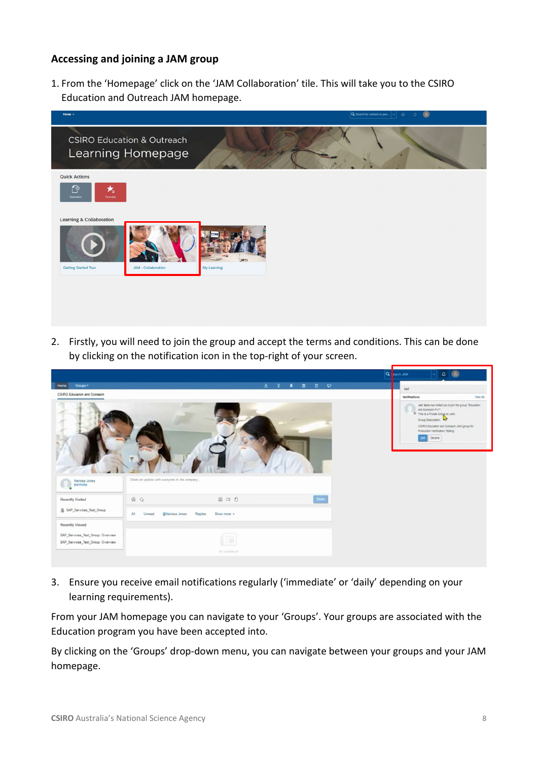### Accessing and joining a JAM group

1. From the 'Homepage' click on the 'JAM Collaboration' tile. This will take you to the CSIRO Education and Outreach JAM homepage.

2. Firstly, you will need to join the group and accept the terms and conditions. This can be done by clicking on the notification icon in the top-right of your screen.

3. Ensure you receive email notifications regularly ('immediate' or 'daily' depending on your learning requirements).

From your JAM homepage you can navigate to your 'Groups'. Your groups are associated with the Education program you have been accepted into.

By clicking on the 'Groups' drop-down menu, you can navigate between your groups and your JAM homepage.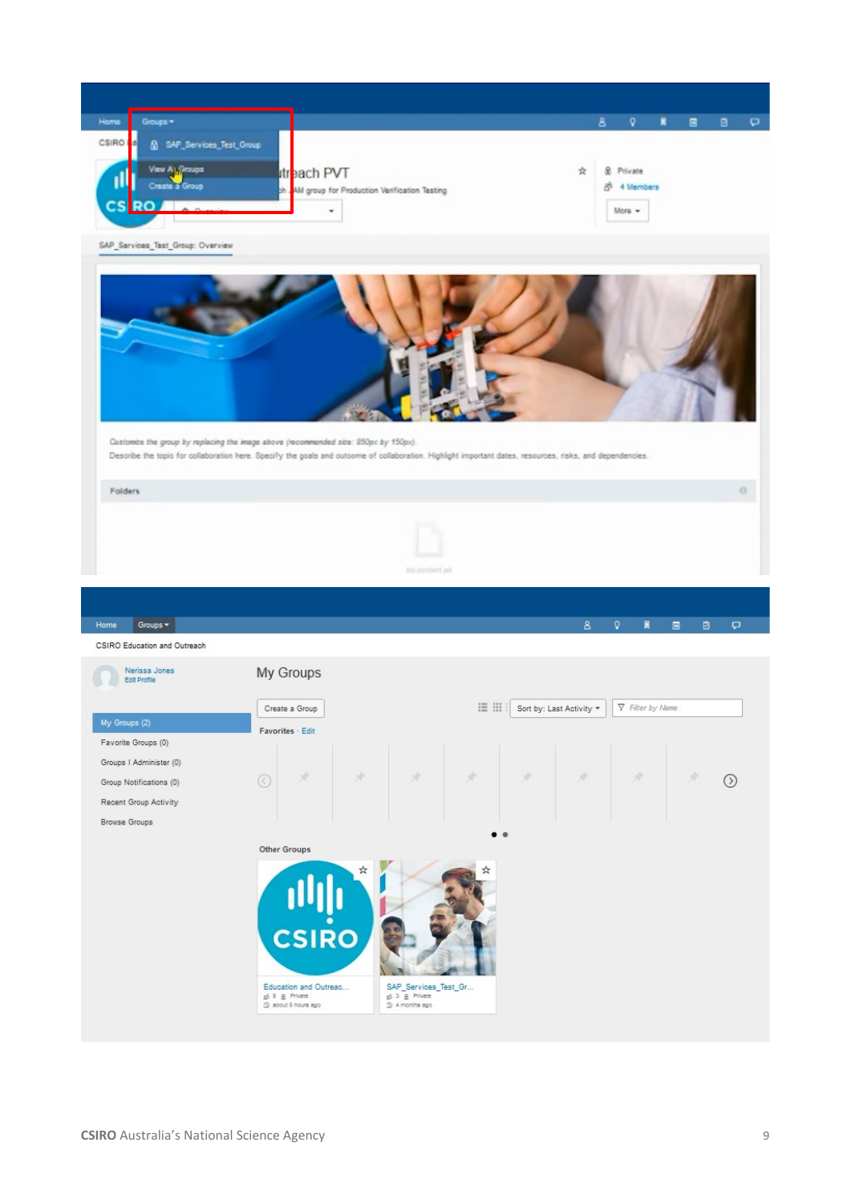Home Groups ▾

SAP_Services_Test_Group

View All Groups

Create a Group

CSIRO Education and Outreach PVT

SAP_Services_Test_Group: Overview

Private

4 Members

More ▾

*Customize the group by replacing the image above (recommended size: 850px by 150px).*

Describe the topic for collaboration here. Specify the goals and outcome of collaboration. Highlight important dates, resources, risks, and dependencies.

Folders

No content yet

---

Home Groups ▾

CSIRO Education and Outreach

Nerissa Jones
Edit Profile

## My Groups

- My Groups (2)
- Favorite Groups (0)
- Groups I Administer (0)
- Group Notifications (0)
- Recent Group Activity
- Browse Groups

Create a Group

Sort by: Last Activity ▾

Filter by Name

Favorites · Edit

Other Groups

Education and Outreac...
5 Private
about 5 hours ago

SAP_Services_Test_Gr...
3 Private
4 months ago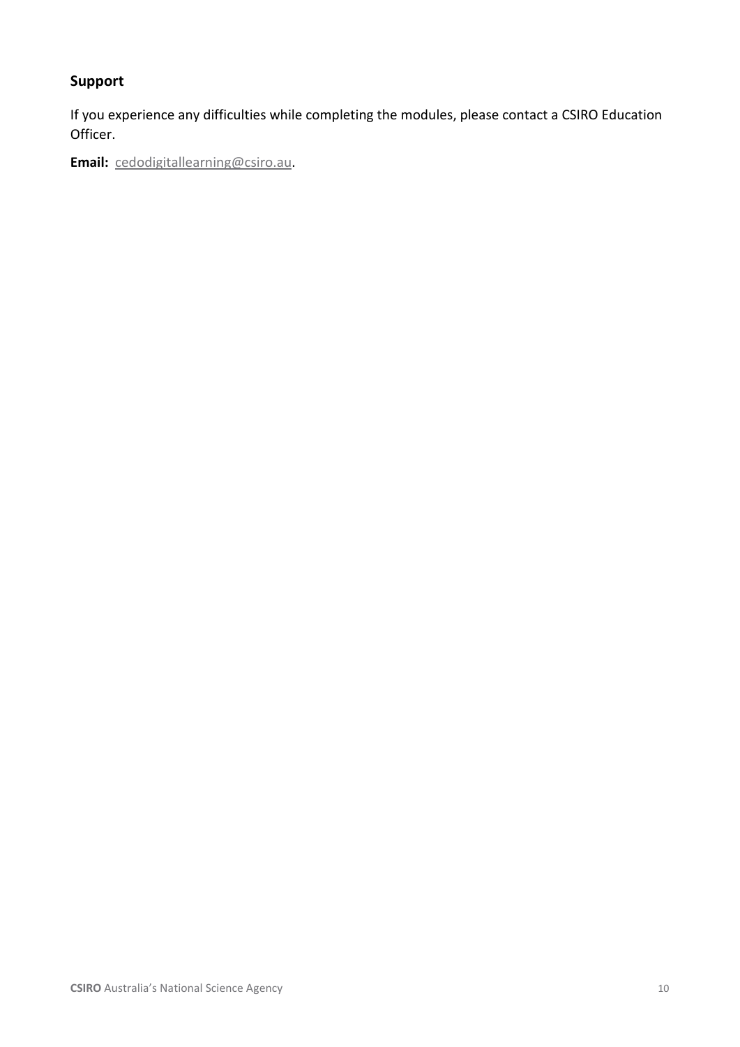## Support

If you experience any difficulties while completing the modules, please contact a CSIRO Education Officer.

**Email:** cedodigitallearning@csiro.au.